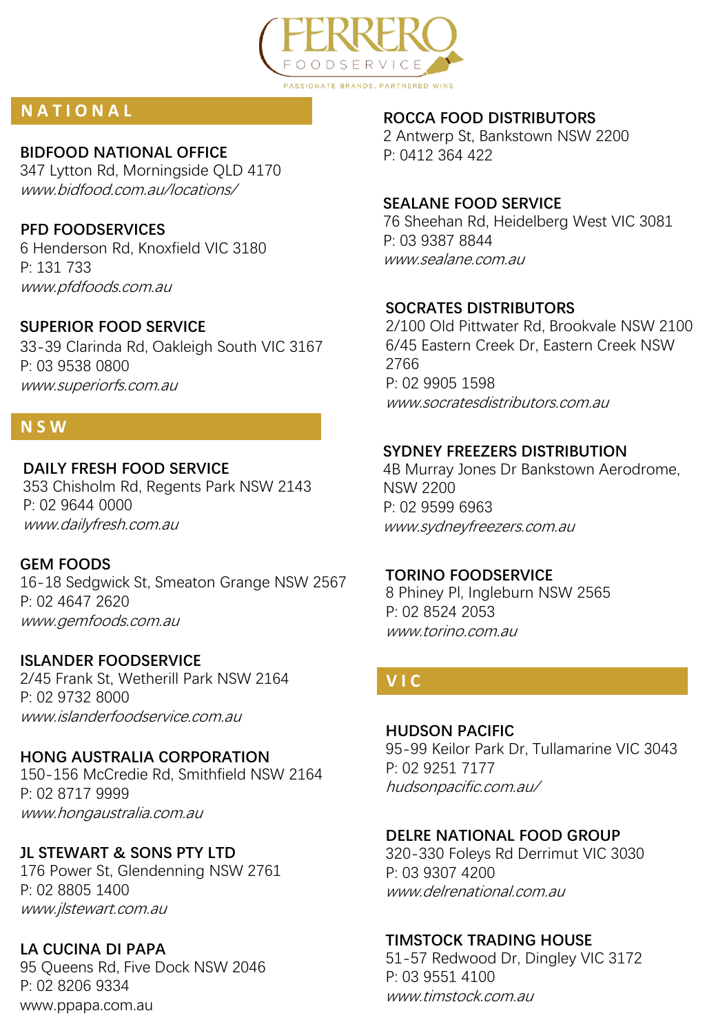# FERRERO FOODSERVICE

PASSIONATE BRANDS, PARTNERED WINS

## NATIONAL

**BIDFOOD NATIONAL OFFICE**
347 Lytton Rd, Morningside QLD 4170
*www.bidfood.com.au/locations/*

**PFD FOODSERVICES**
6 Henderson Rd, Knoxfield VIC 3180
P: 131 733
*www.pfdfoods.com.au*

**SUPERIOR FOOD SERVICE**
33-39 Clarinda Rd, Oakleigh South VIC 3167
P: 03 9538 0800
*www.superiorfs.com.au*

## NSW

**DAILY FRESH FOOD SERVICE**
353 Chisholm Rd, Regents Park NSW 2143
P: 02 9644 0000
*www.dailyfresh.com.au*

**GEM FOODS**
16-18 Sedgwick St, Smeaton Grange NSW 2567
P: 02 4647 2620
*www.gemfoods.com.au*

**ISLANDER FOODSERVICE**
2/45 Frank St, Wetherill Park NSW 2164
P: 02 9732 8000
*www.islanderfoodservice.com.au*

**HONG AUSTRALIA CORPORATION**
150-156 McCredie Rd, Smithfield NSW 2164
P: 02 8717 9999
*www.hongaustralia.com.au*

**JL STEWART & SONS PTY LTD**
176 Power St, Glendenning NSW 2761
P: 02 8805 1400
*www.jlstewart.com.au*

**LA CUCINA DI PAPA**
95 Queens Rd, Five Dock NSW 2046
P: 02 8206 9334
www.ppapa.com.au

**ROCCA FOOD DISTRIBUTORS**
2 Antwerp St, Bankstown NSW 2200
P: 0412 364 422

**SEALANE FOOD SERVICE**
76 Sheehan Rd, Heidelberg West VIC 3081
P: 03 9387 8844
*www.sealane.com.au*

**SOCRATES DISTRIBUTORS**
2/100 Old Pittwater Rd, Brookvale NSW 2100
6/45 Eastern Creek Dr, Eastern Creek NSW 2766
P: 02 9905 1598
*www.socratesdistributors.com.au*

**SYDNEY FREEZERS DISTRIBUTION**
4B Murray Jones Dr Bankstown Aerodrome, NSW 2200
P: 02 9599 6963
*www.sydneyfreezers.com.au*

**TORINO FOODSERVICE**
8 Phiney Pl, Ingleburn NSW 2565
P: 02 8524 2053
*www.torino.com.au*

## VIC

**HUDSON PACIFIC**
95-99 Keilor Park Dr, Tullamarine VIC 3043
P: 02 9251 7177
*hudsonpacific.com.au/*

**DELRE NATIONAL FOOD GROUP**
320-330 Foleys Rd Derrimut VIC 3030
P: 03 9307 4200
*www.delrenational.com.au*

**TIMSTOCK TRADING HOUSE**
51-57 Redwood Dr, Dingley VIC 3172
P: 03 9551 4100
*www.timstock.com.au*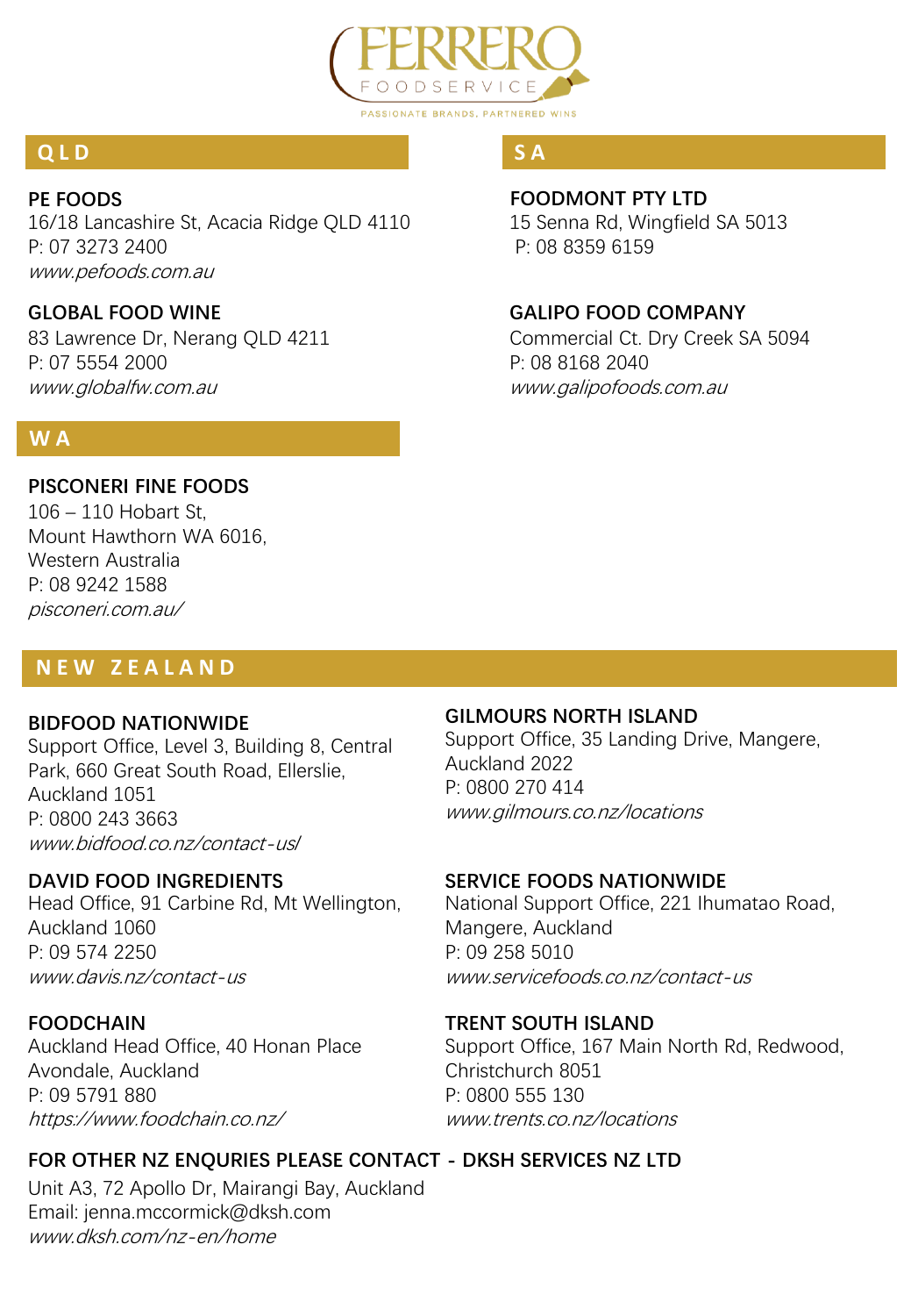FERRERO FOODSERVICE

PASSIONATE BRANDS. PARTNERED WINS

## QLD

**PE FOODS**
16/18 Lancashire St, Acacia Ridge QLD 4110
P: 07 3273 2400
*www.pefoods.com.au*

**GLOBAL FOOD WINE**
83 Lawrence Dr, Nerang QLD 4211
P: 07 5554 2000
*www.globalfw.com.au*

## WA

**PISCONERI FINE FOODS**
106 – 110 Hobart St,
Mount Hawthorn WA 6016,
Western Australia
P: 08 9242 1588
*pisconeri.com.au/*

## SA

**FOODMONT PTY LTD**
15 Senna Rd, Wingfield SA 5013
P: 08 8359 6159

**GALIPO FOOD COMPANY**
Commercial Ct. Dry Creek SA 5094
P: 08 8168 2040
*www.galipofoods.com.au*

## NEW ZEALAND

**BIDFOOD NATIONWIDE**
Support Office, Level 3, Building 8, Central Park, 660 Great South Road, Ellerslie, Auckland 1051
P: 0800 243 3663
*www.bidfood.co.nz/contact-us/*

**DAVID FOOD INGREDIENTS**
Head Office, 91 Carbine Rd, Mt Wellington, Auckland 1060
P: 09 574 2250
*www.davis.nz/contact-us*

**FOODCHAIN**
Auckland Head Office, 40 Honan Place Avondale, Auckland
P: 09 5791 880
*https://www.foodchain.co.nz/*

**GILMOURS NORTH ISLAND**
Support Office, 35 Landing Drive, Mangere, Auckland 2022
P: 0800 270 414
*www.gilmours.co.nz/locations*

**SERVICE FOODS NATIONWIDE**
National Support Office, 221 Ihumatao Road, Mangere, Auckland
P: 09 258 5010
*www.servicefoods.co.nz/contact-us*

**TRENT SOUTH ISLAND**
Support Office, 167 Main North Rd, Redwood, Christchurch 8051
P: 0800 555 130
*www.trents.co.nz/locations*

**FOR OTHER NZ ENQURIES PLEASE CONTACT - DKSH SERVICES NZ LTD**
Unit A3, 72 Apollo Dr, Mairangi Bay, Auckland
Email: jenna.mccormick@dksh.com
*www.dksh.com/nz-en/home*